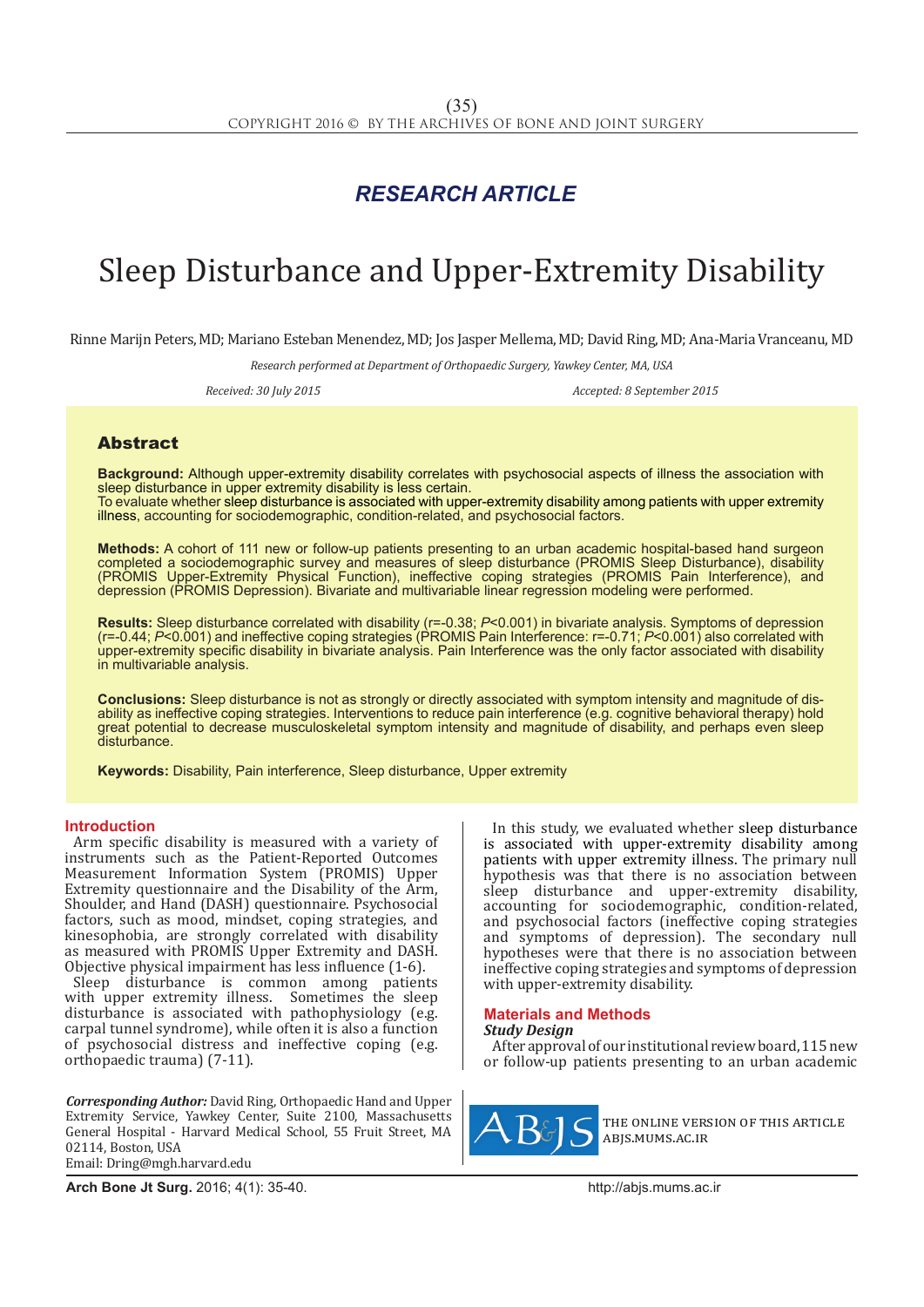*RESEARCH ARTICLE*

# Sleep Disturbance and Upper-Extremity Disability

Rinne Marijn Peters, MD; Mariano Esteban Menendez, MD; Jos Jasper Mellema, MD; David Ring, MD; Ana-Maria Vranceanu, MD

*Research performed at Department of Orthopaedic Surgery, Yawkey Center, MA, USA*

*Received: 30 July 2015* *Accepted: 8 September 2015*

## Abstract

**Background:** Although upper-extremity disability correlates with psychosocial aspects of illness the association with sleep disturbance in upper extremity disability is less certain.
To evaluate whether sleep disturbance is associated with upper-extremity disability among patients with upper extremity illness, accounting for sociodemographic, condition-related, and psychosocial factors.

**Methods:** A cohort of 111 new or follow-up patients presenting to an urban academic hospital-based hand surgeon completed a sociodemographic survey and measures of sleep disturbance (PROMIS Sleep Disturbance), disability (PROMIS Upper-Extremity Physical Function), ineffective coping strategies (PROMIS Pain Interference), and depression (PROMIS Depression). Bivariate and multivariable linear regression modeling were performed.

**Results:** Sleep disturbance correlated with disability ($r=-0.38$; $P<0.001$) in bivariate analysis. Symptoms of depression ($r=-0.44$; $P<0.001$) and ineffective coping strategies (PROMIS Pain Interference: $r=-0.71$; $P<0.001$) also correlated with upper-extremity specific disability in bivariate analysis. Pain Interference was the only factor associated with disability in multivariable analysis.

**Conclusions:** Sleep disturbance is not as strongly or directly associated with symptom intensity and magnitude of disability as ineffective coping strategies. Interventions to reduce pain interference (e.g. cognitive behavioral therapy) hold great potential to decrease musculoskeletal symptom intensity and magnitude of disability, and perhaps even sleep disturbance.

**Keywords:** Disability, Pain interference, Sleep disturbance, Upper extremity

## Introduction

Arm specific disability is measured with a variety of instruments such as the Patient-Reported Outcomes Measurement Information System (PROMIS) Upper Extremity questionnaire and the Disability of the Arm, Shoulder, and Hand (DASH) questionnaire. Psychosocial factors, such as mood, mindset, coping strategies, and kinesophobia, are strongly correlated with disability as measured with PROMIS Upper Extremity and DASH. Objective physical impairment has less influence (1-6).

Sleep disturbance is common among patients with upper extremity illness. Sometimes the sleep disturbance is associated with pathophysiology (e.g. carpal tunnel syndrome), while often it is also a function of psychosocial distress and ineffective coping (e.g. orthopaedic trauma) (7-11).

In this study, we evaluated whether sleep disturbance is associated with upper-extremity disability among patients with upper extremity illness. The primary null hypothesis was that there is no association between sleep disturbance and upper-extremity disability, accounting for sociodemographic, condition-related, and psychosocial factors (ineffective coping strategies and symptoms of depression). The secondary null hypotheses were that there is no association between ineffective coping strategies and symptoms of depression with upper-extremity disability.

## Materials and Methods

### *Study Design*

After approval of our institutional review board, 115 new or follow-up patients presenting to an urban academic

***Corresponding Author:*** David Ring, Orthopaedic Hand and Upper Extremity Service, Yawkey Center, Suite 2100, Massachusetts General Hospital - Harvard Medical School, 55 Fruit Street, MA 02114, Boston, USA
Email: Dring@mgh.harvard.edu

THE ONLINE VERSION OF THIS ARTICLE ABJS.MUMS.AC.IR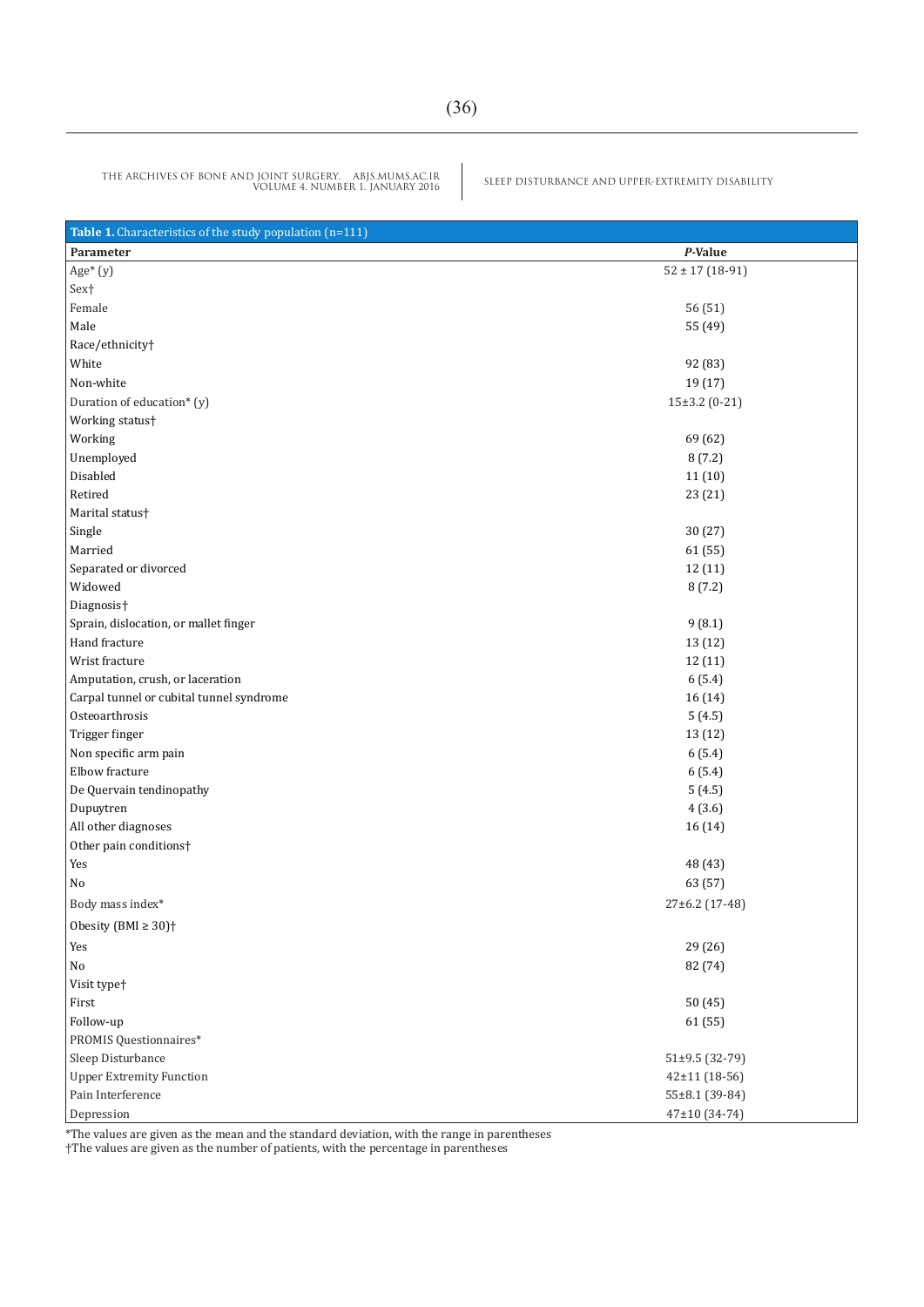| Table 1. Characteristics of the study population (n=111) | |
|---|---|
| **Parameter** | ***P*-Value** |
| Age* (y) | 52 ± 17 (18-91) |
| Sex† | |
| Female | 56 (51) |
| Male | 55 (49) |
| Race/ethnicity† | |
| White | 92 (83) |
| Non-white | 19 (17) |
| Duration of education* (y) | 15±3.2 (0-21) |
| Working status† | |
| Working | 69 (62) |
| Unemployed | 8 (7.2) |
| Disabled | 11 (10) |
| Retired | 23 (21) |
| Marital status† | |
| Single | 30 (27) |
| Married | 61 (55) |
| Separated or divorced | 12 (11) |
| Widowed | 8 (7.2) |
| Diagnosis† | |
| Sprain, dislocation, or mallet finger | 9 (8.1) |
| Hand fracture | 13 (12) |
| Wrist fracture | 12 (11) |
| Amputation, crush, or laceration | 6 (5.4) |
| Carpal tunnel or cubital tunnel syndrome | 16 (14) |
| Osteoarthrosis | 5 (4.5) |
| Trigger finger | 13 (12) |
| Non specific arm pain | 6 (5.4) |
| Elbow fracture | 6 (5.4) |
| De Quervain tendinopathy | 5 (4.5) |
| Dupuytren | 4 (3.6) |
| All other diagnoses | 16 (14) |
| Other pain conditions† | |
| Yes | 48 (43) |
| No | 63 (57) |
| Body mass index* | 27±6.2 (17-48) |
| Obesity (BMI ≥ 30)† | |
| Yes | 29 (26) |
| No | 82 (74) |
| Visit type† | |
| First | 50 (45) |
| Follow-up | 61 (55) |
| PROMIS Questionnaires* | |
| Sleep Disturbance | 51±9.5 (32-79) |
| Upper Extremity Function | 42±11 (18-56) |
| Pain Interference | 55±8.1 (39-84) |
| Depression | 47±10 (34-74) |

*The values are given as the mean and the standard deviation, with the range in parentheses
†The values are given as the number of patients, with the percentage in parentheses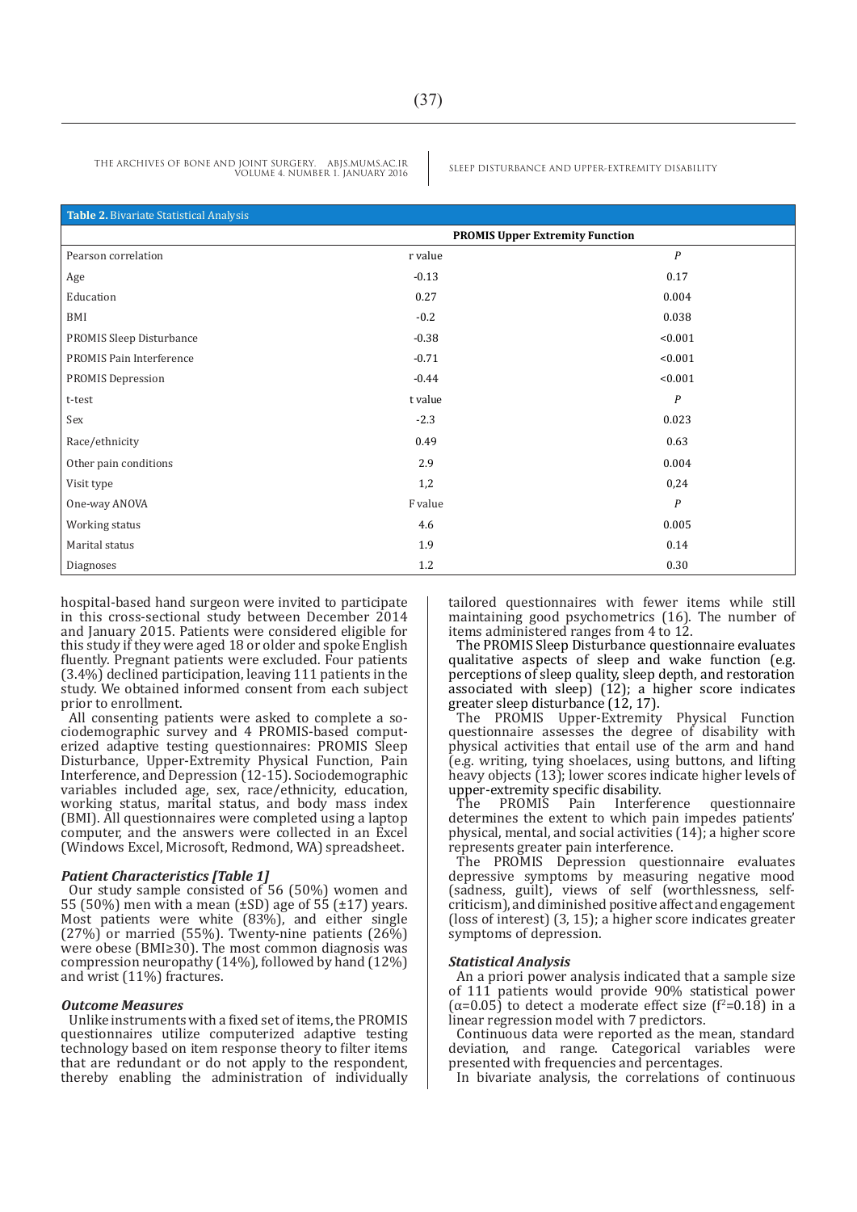**Table 2.** Bivariate Statistical Analysis

| | PROMIS Upper Extremity Function | |
|---|---|---|
| Pearson correlation | r value | *P* |
| Age | -0.13 | 0.17 |
| Education | 0.27 | 0.004 |
| BMI | -0.2 | 0.038 |
| PROMIS Sleep Disturbance | -0.38 | <0.001 |
| PROMIS Pain Interference | -0.71 | <0.001 |
| PROMIS Depression | -0.44 | <0.001 |
| t-test | t value | *P* |
| Sex | -2.3 | 0.023 |
| Race/ethnicity | 0.49 | 0.63 |
| Other pain conditions | 2.9 | 0.004 |
| Visit type | 1,2 | 0,24 |
| One-way ANOVA | F value | *P* |
| Working status | 4.6 | 0.005 |
| Marital status | 1.9 | 0.14 |
| Diagnoses | 1.2 | 0.30 |

hospital-based hand surgeon were invited to participate in this cross-sectional study between December 2014 and January 2015. Patients were considered eligible for this study if they were aged 18 or older and spoke English fluently. Pregnant patients were excluded. Four patients (3.4%) declined participation, leaving 111 patients in the study. We obtained informed consent from each subject prior to enrollment.

All consenting patients were asked to complete a sociodemographic survey and 4 PROMIS-based computerized adaptive testing questionnaires: PROMIS Sleep Disturbance, Upper-Extremity Physical Function, Pain Interference, and Depression (12-15). Sociodemographic variables included age, sex, race/ethnicity, education, working status, marital status, and body mass index (BMI). All questionnaires were completed using a laptop computer, and the answers were collected in an Excel (Windows Excel, Microsoft, Redmond, WA) spreadsheet.

### *Patient Characteristics [Table 1]*

Our study sample consisted of 56 (50%) women and 55 (50%) men with a mean (±SD) age of 55 (±17) years. Most patients were white (83%), and either single (27%) or married (55%). Twenty-nine patients (26%) were obese (BMI≥30). The most common diagnosis was compression neuropathy (14%), followed by hand (12%) and wrist (11%) fractures.

### *Outcome Measures*

Unlike instruments with a fixed set of items, the PROMIS questionnaires utilize computerized adaptive testing technology based on item response theory to filter items that are redundant or do not apply to the respondent, thereby enabling the administration of individually tailored questionnaires with fewer items while still maintaining good psychometrics (16). The number of items administered ranges from 4 to 12.

The PROMIS Sleep Disturbance questionnaire evaluates qualitative aspects of sleep and wake function (e.g. perceptions of sleep quality, sleep depth, and restoration associated with sleep) (12); a higher score indicates greater sleep disturbance (12, 17).

The PROMIS Upper-Extremity Physical Function questionnaire assesses the degree of disability with physical activities that entail use of the arm and hand (e.g. writing, tying shoelaces, using buttons, and lifting heavy objects (13); lower scores indicate higher levels of upper-extremity specific disability.

The PROMIS Pain Interference questionnaire determines the extent to which pain impedes patients' physical, mental, and social activities (14); a higher score represents greater pain interference.

The PROMIS Depression questionnaire evaluates depressive symptoms by measuring negative mood (sadness, guilt), views of self (worthlessness, self-criticism), and diminished positive affect and engagement (loss of interest) (3, 15); a higher score indicates greater symptoms of depression.

### *Statistical Analysis*

An a priori power analysis indicated that a sample size of 111 patients would provide 90% statistical power ($\alpha$=0.05) to detect a moderate effect size ($f^2$=0.18) in a linear regression model with 7 predictors.

Continuous data were reported as the mean, standard deviation, and range. Categorical variables were presented with frequencies and percentages.

In bivariate analysis, the correlations of continuous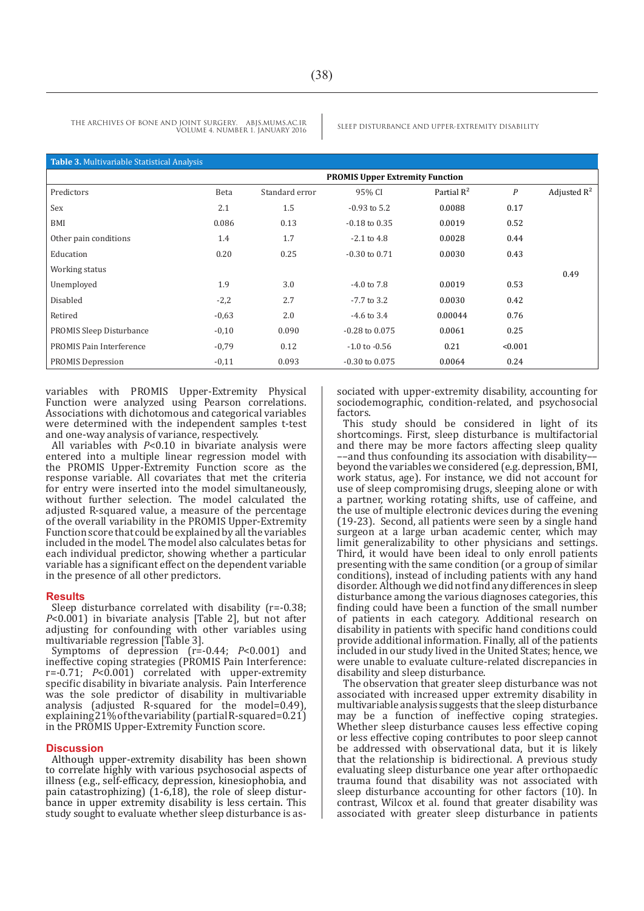**Table 3.** Multivariable Statistical Analysis

| | PROMIS Upper Extremity Function | | | | | |
|---|---|---|---|---|---|---|
| Predictors | Beta | Standard error | 95% CI | Partial $R^2$ | *P* | Adjusted $R^2$ |
| Sex | 2.1 | 1.5 | -0.93 to 5.2 | 0.0088 | 0.17 | 0.49 |
| BMI | 0.086 | 0.13 | -0.18 to 0.35 | 0.0019 | 0.52 | |
| Other pain conditions | 1.4 | 1.7 | -2.1 to 4.8 | 0.0028 | 0.44 | |
| Education | 0.20 | 0.25 | -0.30 to 0.71 | 0.0030 | 0.43 | |
| Working status | | | | | | |
| Unemployed | 1.9 | 3.0 | -4.0 to 7.8 | 0.0019 | 0.53 | |
| Disabled | -2,2 | 2.7 | -7.7 to 3.2 | 0.0030 | 0.42 | |
| Retired | -0,63 | 2.0 | -4.6 to 3.4 | 0.00044 | 0.76 | |
| PROMIS Sleep Disturbance | -0,10 | 0.090 | -0.28 to 0.075 | 0.0061 | 0.25 | |
| PROMIS Pain Interference | -0,79 | 0.12 | -1.0 to -0.56 | 0.21 | <0.001 | |
| PROMIS Depression | -0,11 | 0.093 | -0.30 to 0.075 | 0.0064 | 0.24 | |

variables with PROMIS Upper-Extremity Physical Function were analyzed using Pearson correlations. Associations with dichotomous and categorical variables were determined with the independent samples t-test and one-way analysis of variance, respectively.

All variables with *P*<0.10 in bivariate analysis were entered into a multiple linear regression model with the PROMIS Upper-Extremity Function score as the response variable. All covariates that met the criteria for entry were inserted into the model simultaneously, without further selection. The model calculated the adjusted R-squared value, a measure of the percentage of the overall variability in the PROMIS Upper-Extremity Function score that could be explained by all the variables included in the model. The model also calculates betas for each individual predictor, showing whether a particular variable has a significant effect on the dependent variable in the presence of all other predictors.

## Results

Sleep disturbance correlated with disability (r=-0.38; *P*<0.001) in bivariate analysis [Table 2], but not after adjusting for confounding with other variables using multivariable regression [Table 3].

Symptoms of depression (r=-0.44; *P*<0.001) and ineffective coping strategies (PROMIS Pain Interference: r=-0.71; *P*<0.001) correlated with upper-extremity specific disability in bivariate analysis. Pain Interference was the sole predictor of disability in multivariable analysis (adjusted R-squared for the model=0.49), explaining 21% of the variability (partial R-squared=0.21) in the PROMIS Upper-Extremity Function score.

## Discussion

Although upper-extremity disability has been shown to correlate highly with various psychosocial aspects of illness (e.g., self-efficacy, depression, kinesiophobia, and pain catastrophizing) (1-6,18), the role of sleep disturbance in upper extremity disability is less certain. This study sought to evaluate whether sleep disturbance is associated with upper-extremity disability, accounting for sociodemographic, condition-related, and psychosocial factors.

This study should be considered in light of its shortcomings. First, sleep disturbance is multifactorial and there may be more factors affecting sleep quality ––and thus confounding its association with disability–– beyond the variables we considered (e.g. depression, BMI, work status, age). For instance, we did not account for use of sleep compromising drugs, sleeping alone or with a partner, working rotating shifts, use of caffeine, and the use of multiple electronic devices during the evening (19-23). Second, all patients were seen by a single hand surgeon at a large urban academic center, which may limit generalizability to other physicians and settings. Third, it would have been ideal to only enroll patients presenting with the same condition (or a group of similar conditions), instead of including patients with any hand disorder. Although we did not find any differences in sleep disturbance among the various diagnoses categories, this finding could have been a function of the small number of patients in each category. Additional research on disability in patients with specific hand conditions could provide additional information. Finally, all of the patients included in our study lived in the United States; hence, we were unable to evaluate culture-related discrepancies in disability and sleep disturbance.

The observation that greater sleep disturbance was not associated with increased upper extremity disability in multivariable analysis suggests that the sleep disturbance may be a function of ineffective coping strategies. Whether sleep disturbance causes less effective coping or less effective coping contributes to poor sleep cannot be addressed with observational data, but it is likely that the relationship is bidirectional. A previous study evaluating sleep disturbance one year after orthopaedic trauma found that disability was not associated with sleep disturbance accounting for other factors (10). In contrast, Wilcox et al. found that greater disability was associated with greater sleep disturbance in patients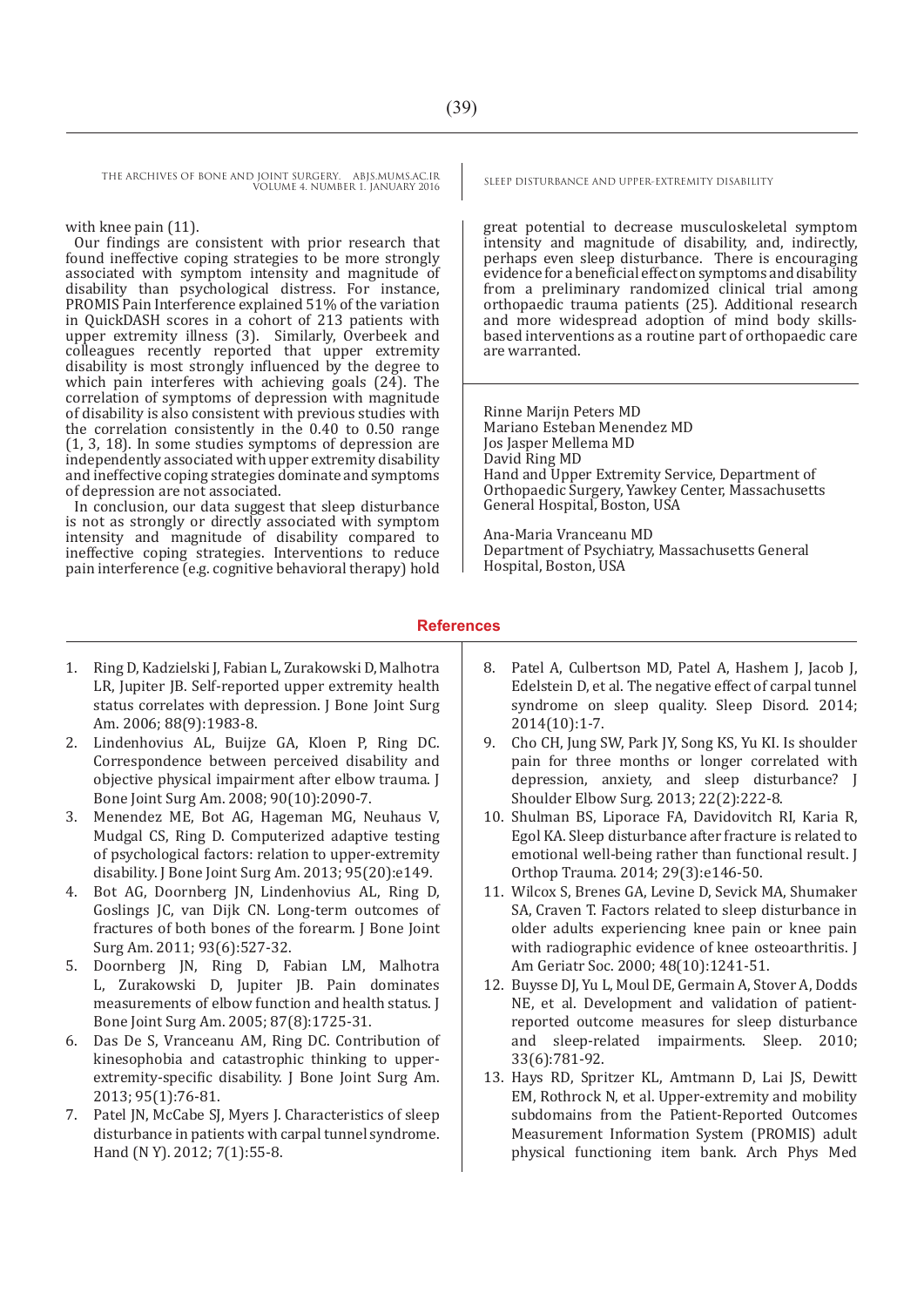with knee pain (11).

Our findings are consistent with prior research that found ineffective coping strategies to be more strongly associated with symptom intensity and magnitude of disability than psychological distress. For instance, PROMIS Pain Interference explained 51% of the variation in QuickDASH scores in a cohort of 213 patients with upper extremity illness (3). Similarly, Overbeek and colleagues recently reported that upper extremity disability is most strongly influenced by the degree to which pain interferes with achieving goals (24). The correlation of symptoms of depression with magnitude of disability is also consistent with previous studies with the correlation consistently in the 0.40 to 0.50 range (1, 3, 18). In some studies symptoms of depression are independently associated with upper extremity disability and ineffective coping strategies dominate and symptoms of depression are not associated.

In conclusion, our data suggest that sleep disturbance is not as strongly or directly associated with symptom intensity and magnitude of disability compared to ineffective coping strategies. Interventions to reduce pain interference (e.g. cognitive behavioral therapy) hold great potential to decrease musculoskeletal symptom intensity and magnitude of disability, and, indirectly, perhaps even sleep disturbance. There is encouraging evidence for a beneficial effect on symptoms and disability from a preliminary randomized clinical trial among orthopaedic trauma patients (25). Additional research and more widespread adoption of mind body skills-based interventions as a routine part of orthopaedic care are warranted.

Rinne Marijn Peters MD
Mariano Esteban Menendez MD
Jos Jasper Mellema MD
David Ring MD
Hand and Upper Extremity Service, Department of Orthopaedic Surgery, Yawkey Center, Massachusetts General Hospital, Boston, USA

Ana-Maria Vranceanu MD
Department of Psychiatry, Massachusetts General Hospital, Boston, USA

## References

1. Ring D, Kadzielski J, Fabian L, Zurakowski D, Malhotra LR, Jupiter JB. Self-reported upper extremity health status correlates with depression. J Bone Joint Surg Am. 2006; 88(9):1983-8.
2. Lindenhovius AL, Buijze GA, Kloen P, Ring DC. Correspondence between perceived disability and objective physical impairment after elbow trauma. J Bone Joint Surg Am. 2008; 90(10):2090-7.
3. Menendez ME, Bot AG, Hageman MG, Neuhaus V, Mudgal CS, Ring D. Computerized adaptive testing of psychological factors: relation to upper-extremity disability. J Bone Joint Surg Am. 2013; 95(20):e149.
4. Bot AG, Doornberg JN, Lindenhovius AL, Ring D, Goslings JC, van Dijk CN. Long-term outcomes of fractures of both bones of the forearm. J Bone Joint Surg Am. 2011; 93(6):527-32.
5. Doornberg JN, Ring D, Fabian LM, Malhotra L, Zurakowski D, Jupiter JB. Pain dominates measurements of elbow function and health status. J Bone Joint Surg Am. 2005; 87(8):1725-31.
6. Das De S, Vranceanu AM, Ring DC. Contribution of kinesophobia and catastrophic thinking to upper-extremity-specific disability. J Bone Joint Surg Am. 2013; 95(1):76-81.
7. Patel JN, McCabe SJ, Myers J. Characteristics of sleep disturbance in patients with carpal tunnel syndrome. Hand (N Y). 2012; 7(1):55-8.
8. Patel A, Culbertson MD, Patel A, Hashem J, Jacob J, Edelstein D, et al. The negative effect of carpal tunnel syndrome on sleep quality. Sleep Disord. 2014; 2014(10):1-7.
9. Cho CH, Jung SW, Park JY, Song KS, Yu KI. Is shoulder pain for three months or longer correlated with depression, anxiety, and sleep disturbance? J Shoulder Elbow Surg. 2013; 22(2):222-8.
10. Shulman BS, Liporace FA, Davidovitch RI, Karia R, Egol KA. Sleep disturbance after fracture is related to emotional well-being rather than functional result. J Orthop Trauma. 2014; 29(3):e146-50.
11. Wilcox S, Brenes GA, Levine D, Sevick MA, Shumaker SA, Craven T. Factors related to sleep disturbance in older adults experiencing knee pain or knee pain with radiographic evidence of knee osteoarthritis. J Am Geriatr Soc. 2000; 48(10):1241-51.
12. Buysse DJ, Yu L, Moul DE, Germain A, Stover A, Dodds NE, et al. Development and validation of patient-reported outcome measures for sleep disturbance and sleep-related impairments. Sleep. 2010; 33(6):781-92.
13. Hays RD, Spritzer KL, Amtmann D, Lai JS, Dewitt EM, Rothrock N, et al. Upper-extremity and mobility subdomains from the Patient-Reported Outcomes Measurement Information System (PROMIS) adult physical functioning item bank. Arch Phys Med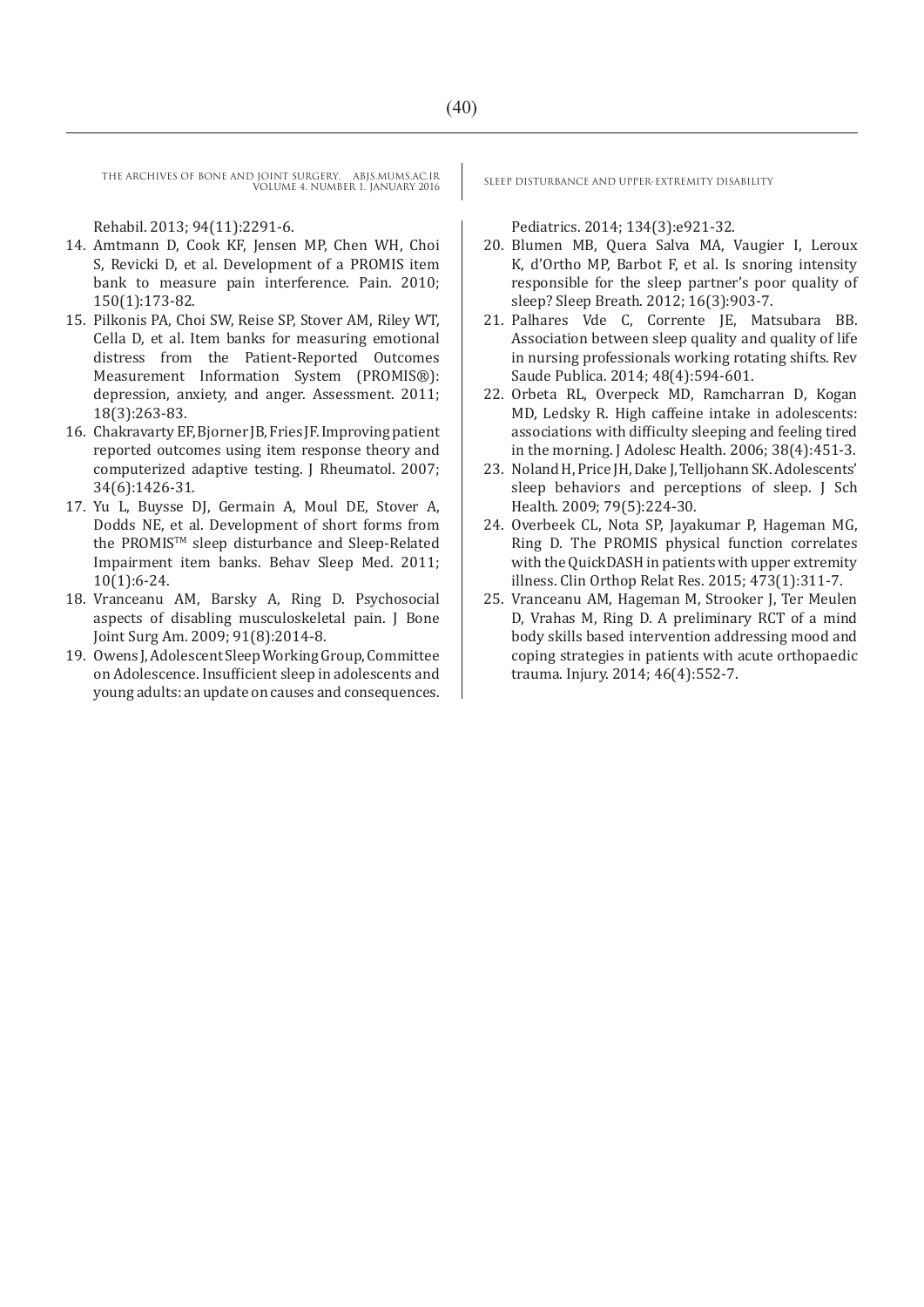Rehabil. 2013; 94(11):2291-6.

14. Amtmann D, Cook KF, Jensen MP, Chen WH, Choi S, Revicki D, et al. Development of a PROMIS item bank to measure pain interference. Pain. 2010; 150(1):173-82.
15. Pilkonis PA, Choi SW, Reise SP, Stover AM, Riley WT, Cella D, et al. Item banks for measuring emotional distress from the Patient-Reported Outcomes Measurement Information System (PROMIS®): depression, anxiety, and anger. Assessment. 2011; 18(3):263-83.
16. Chakravarty EF, Bjorner JB, Fries JF. Improving patient reported outcomes using item response theory and computerized adaptive testing. J Rheumatol. 2007; 34(6):1426-31.
17. Yu L, Buysse DJ, Germain A, Moul DE, Stover A, Dodds NE, et al. Development of short forms from the PROMIS™ sleep disturbance and Sleep-Related Impairment item banks. Behav Sleep Med. 2011; 10(1):6-24.
18. Vranceanu AM, Barsky A, Ring D. Psychosocial aspects of disabling musculoskeletal pain. J Bone Joint Surg Am. 2009; 91(8):2014-8.
19. Owens J, Adolescent Sleep Working Group, Committee on Adolescence. Insufficient sleep in adolescents and young adults: an update on causes and consequences. Pediatrics. 2014; 134(3):e921-32.
20. Blumen MB, Quera Salva MA, Vaugier I, Leroux K, d'Ortho MP, Barbot F, et al. Is snoring intensity responsible for the sleep partner's poor quality of sleep? Sleep Breath. 2012; 16(3):903-7.
21. Palhares Vde C, Corrente JE, Matsubara BB. Association between sleep quality and quality of life in nursing professionals working rotating shifts. Rev Saude Publica. 2014; 48(4):594-601.
22. Orbeta RL, Overpeck MD, Ramcharran D, Kogan MD, Ledsky R. High caffeine intake in adolescents: associations with difficulty sleeping and feeling tired in the morning. J Adolesc Health. 2006; 38(4):451-3.
23. Noland H, Price JH, Dake J, Telljohann SK. Adolescents' sleep behaviors and perceptions of sleep. J Sch Health. 2009; 79(5):224-30.
24. Overbeek CL, Nota SP, Jayakumar P, Hageman MG, Ring D. The PROMIS physical function correlates with the QuickDASH in patients with upper extremity illness. Clin Orthop Relat Res. 2015; 473(1):311-7.
25. Vranceanu AM, Hageman M, Strooker J, Ter Meulen D, Vrahas M, Ring D. A preliminary RCT of a mind body skills based intervention addressing mood and coping strategies in patients with acute orthopaedic trauma. Injury. 2014; 46(4):552-7.